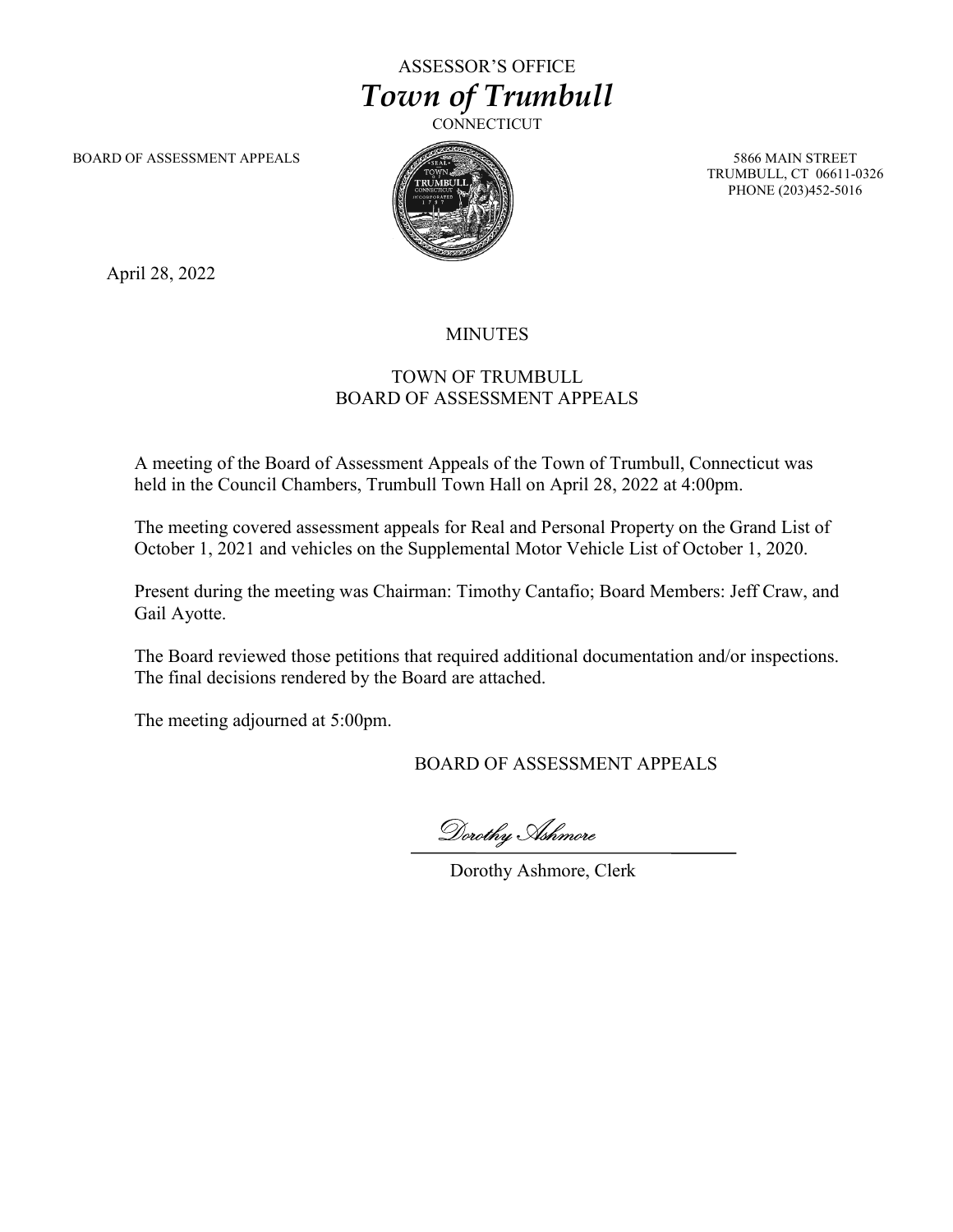ASSESSOR'S OFFICE

# *Town of Trumbull*

CONNECTICUT

BOARD OF ASSESSMENT APPEALS

5866 MAIN STREET
TRUMBULL, CT 06611-0326
PHONE (203)452-5016

April 28, 2022

## MINUTES

## TOWN OF TRUMBULL
## BOARD OF ASSESSMENT APPEALS

A meeting of the Board of Assessment Appeals of the Town of Trumbull, Connecticut was held in the Council Chambers, Trumbull Town Hall on April 28, 2022 at 4:00pm.

The meeting covered assessment appeals for Real and Personal Property on the Grand List of October 1, 2021 and vehicles on the Supplemental Motor Vehicle List of October 1, 2020.

Present during the meeting was Chairman: Timothy Cantafio; Board Members: Jeff Craw, and Gail Ayotte.

The Board reviewed those petitions that required additional documentation and/or inspections. The final decisions rendered by the Board are attached.

The meeting adjourned at 5:00pm.

BOARD OF ASSESSMENT APPEALS

*Dorothy Ashmore*

Dorothy Ashmore, Clerk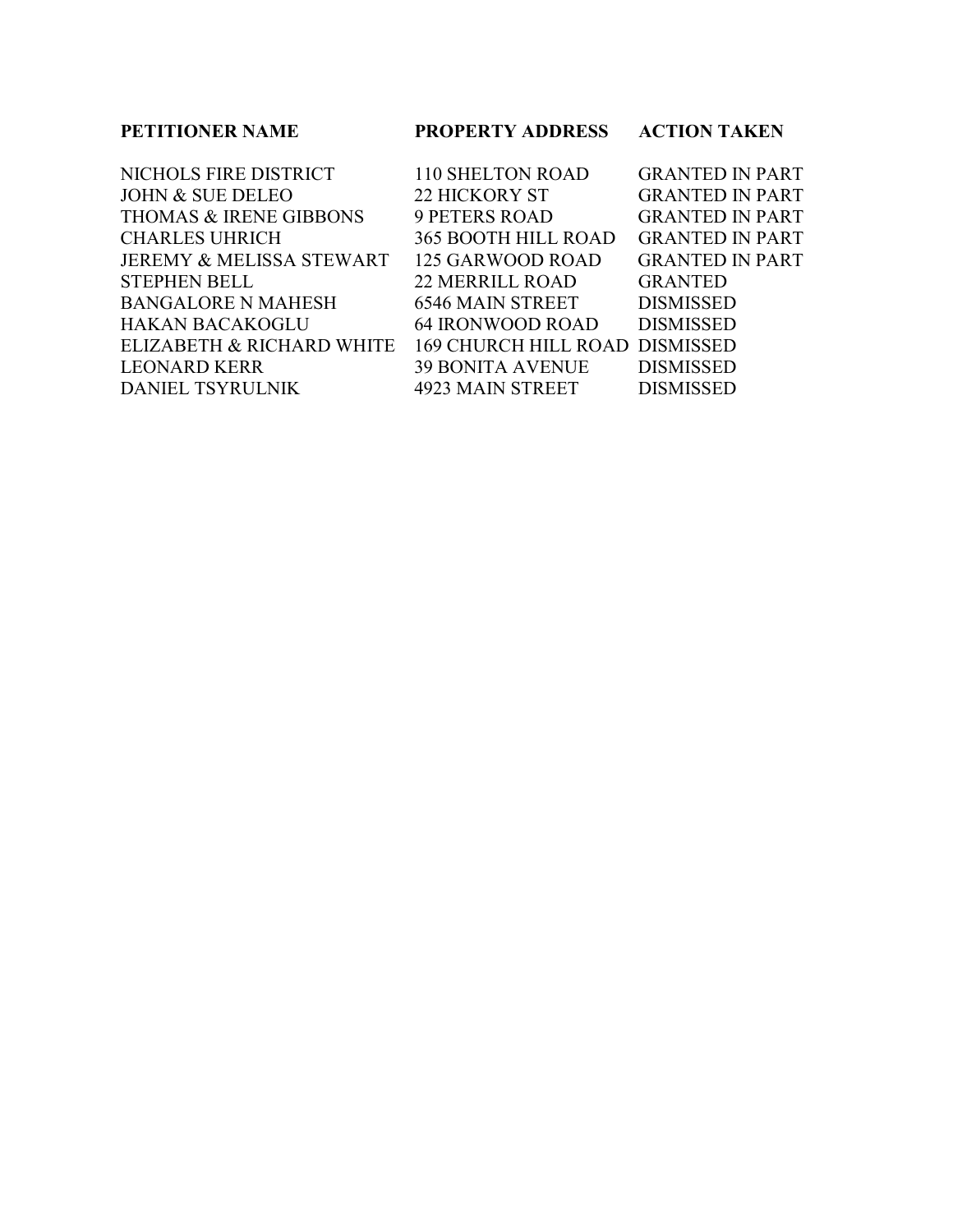| PETITIONER NAME | PROPERTY ADDRESS | ACTION TAKEN |
| --- | --- | --- |
| NICHOLS FIRE DISTRICT | 110 SHELTON ROAD | GRANTED IN PART |
| JOHN & SUE DELEO | 22 HICKORY ST | GRANTED IN PART |
| THOMAS & IRENE GIBBONS | 9 PETERS ROAD | GRANTED IN PART |
| CHARLES UHRICH | 365 BOOTH HILL ROAD | GRANTED IN PART |
| JEREMY & MELISSA STEWART | 125 GARWOOD ROAD | GRANTED IN PART |
| STEPHEN BELL | 22 MERRILL ROAD | GRANTED |
| BANGALORE N MAHESH | 6546 MAIN STREET | DISMISSED |
| HAKAN BACAKOGLU | 64 IRONWOOD ROAD | DISMISSED |
| ELIZABETH & RICHARD WHITE | 169 CHURCH HILL ROAD | DISMISSED |
| LEONARD KERR | 39 BONITA AVENUE | DISMISSED |
| DANIEL TSYRULNIK | 4923 MAIN STREET | DISMISSED |